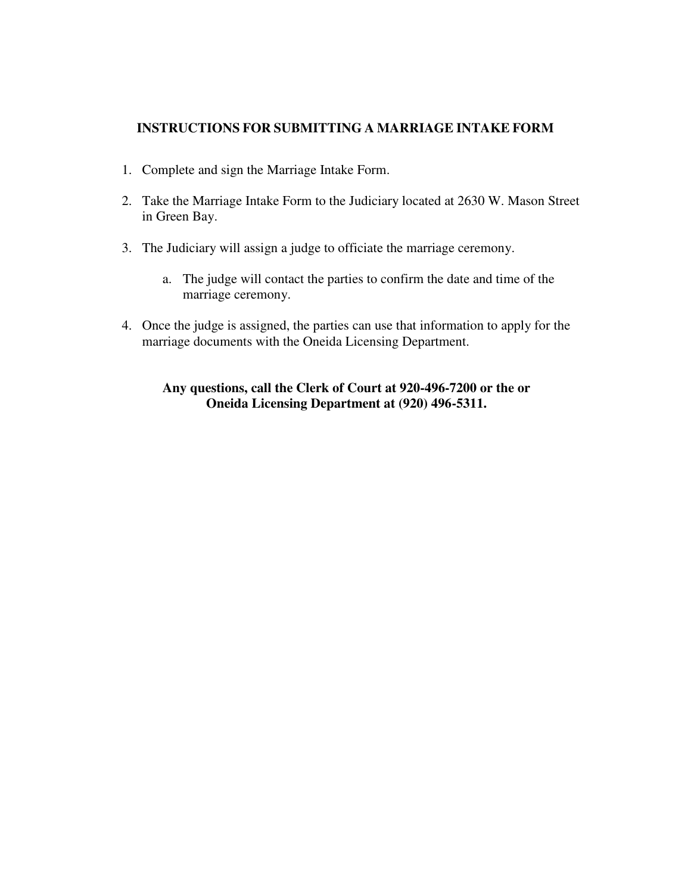## INSTRUCTIONS FOR SUBMITTING A MARRIAGE INTAKE FORM

1. Complete and sign the Marriage Intake Form.
2. Take the Marriage Intake Form to the Judiciary located at 2630 W. Mason Street in Green Bay.
3. The Judiciary will assign a judge to officiate the marriage ceremony.
    a. The judge will contact the parties to confirm the date and time of the marriage ceremony.
4. Once the judge is assigned, the parties can use that information to apply for the marriage documents with the Oneida Licensing Department.

**Any questions, call the Clerk of Court at 920-496-7200 or the or Oneida Licensing Department at (920) 496-5311.**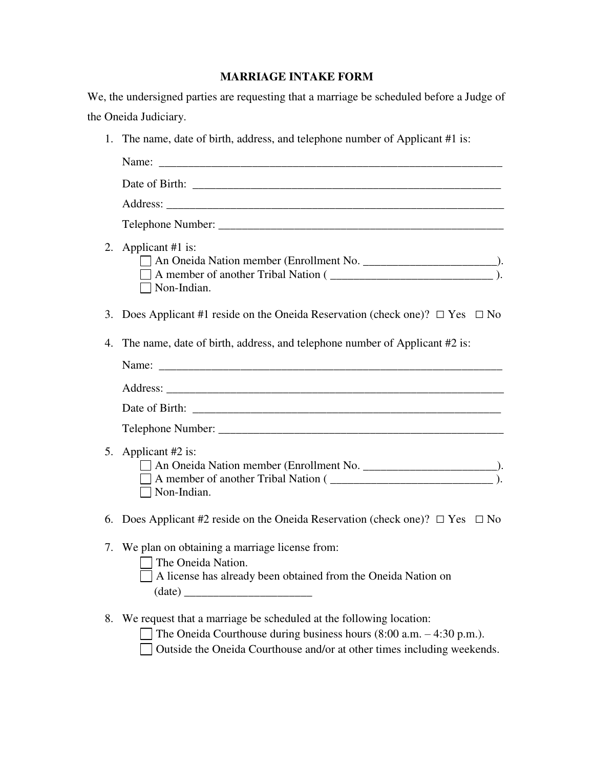# MARRIAGE INTAKE FORM

We, the undersigned parties are requesting that a marriage be scheduled before a Judge of the Oneida Judiciary.

1. The name, date of birth, address, and telephone number of Applicant #1 is:

   Name: _______________________________________________________________

   Date of Birth: ________________________________________________________

   Address: _____________________________________________________________

   Telephone Number: ___________________________________________________

2. Applicant #1 is:
   - ☐ An Oneida Nation member (Enrollment No. _______________________).
   - ☐ A member of another Tribal Nation ( ____________________________ ).
   - ☐ Non-Indian.

3. Does Applicant #1 reside on the Oneida Reservation (check one)? ☐ Yes ☐ No

4. The name, date of birth, address, and telephone number of Applicant #2 is:

   Name: _______________________________________________________________

   Address: _____________________________________________________________

   Date of Birth: ________________________________________________________

   Telephone Number: ___________________________________________________

5. Applicant #2 is:
   - ☐ An Oneida Nation member (Enrollment No. _______________________).
   - ☐ A member of another Tribal Nation ( ____________________________ ).
   - ☐ Non-Indian.

6. Does Applicant #2 reside on the Oneida Reservation (check one)? ☐ Yes ☐ No

7. We plan on obtaining a marriage license from:
   - ☐ The Oneida Nation.
   - ☐ A license has already been obtained from the Oneida Nation on (date) ______________________

8. We request that a marriage be scheduled at the following location:
   - ☐ The Oneida Courthouse during business hours (8:00 a.m. – 4:30 p.m.).
   - ☐ Outside the Oneida Courthouse and/or at other times including weekends.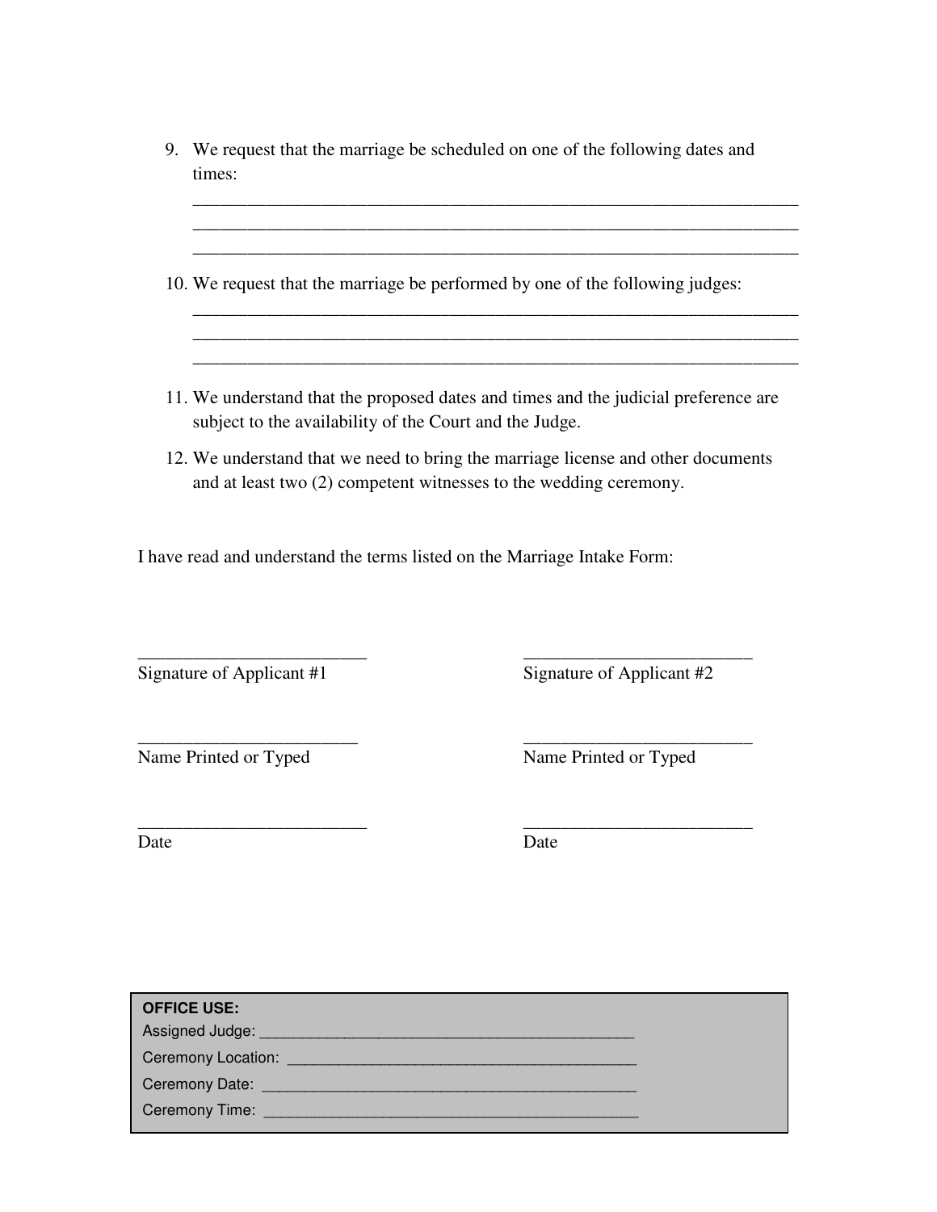9. We request that the marriage be scheduled on one of the following dates and times:

   ______________________________________________________________________
   ______________________________________________________________________
   ______________________________________________________________________

10. We request that the marriage be performed by one of the following judges:

    ______________________________________________________________________
    ______________________________________________________________________
    ______________________________________________________________________

11. We understand that the proposed dates and times and the judicial preference are subject to the availability of the Court and the Judge.

12. We understand that we need to bring the marriage license and other documents and at least two (2) competent witnesses to the wedding ceremony.

I have read and understand the terms listed on the Marriage Intake Form:

_________________________ 
Signature of Applicant #1

_________________________ 
Signature of Applicant #2

________________________ 
Name Printed or Typed

_________________________ 
Name Printed or Typed

_________________________ 
Date

_________________________ 
Date

**OFFICE USE:**

Assigned Judge: _____________________________________________

Ceremony Location: __________________________________________

Ceremony Date: _____________________________________________

Ceremony Time: _____________________________________________